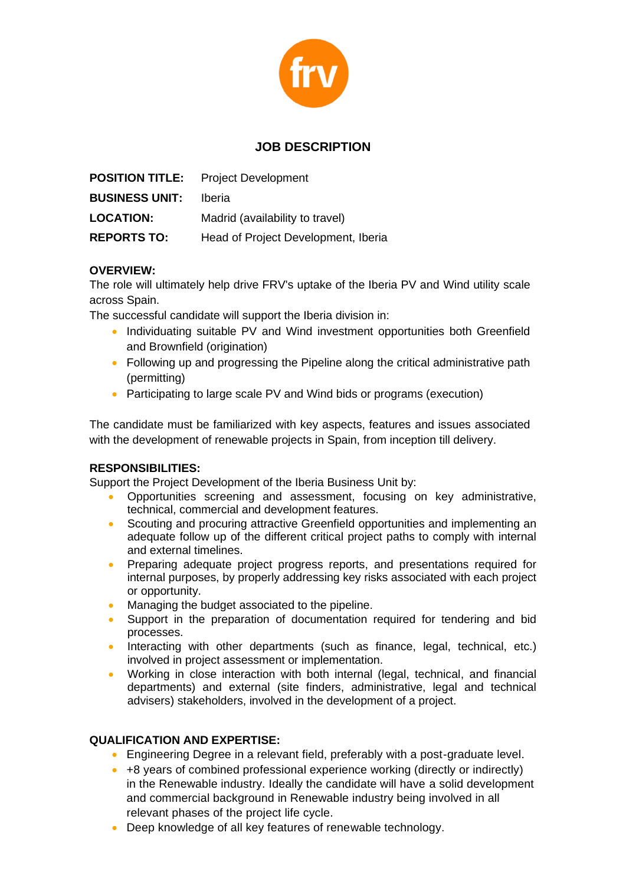# JOB DESCRIPTION

**POSITION TITLE:** Project Development

**BUSINESS UNIT:** Iberia

**LOCATION:** Madrid (availability to travel)

**REPORTS TO:** Head of Project Development, Iberia

**OVERVIEW:**

The role will ultimately help drive FRV's uptake of the Iberia PV and Wind utility scale across Spain.

The successful candidate will support the Iberia division in:

- Individuating suitable PV and Wind investment opportunities both Greenfield and Brownfield (origination)
- Following up and progressing the Pipeline along the critical administrative path (permitting)
- Participating to large scale PV and Wind bids or programs (execution)

The candidate must be familiarized with key aspects, features and issues associated with the development of renewable projects in Spain, from inception till delivery.

**RESPONSIBILITIES:**

Support the Project Development of the Iberia Business Unit by:

- Opportunities screening and assessment, focusing on key administrative, technical, commercial and development features.
- Scouting and procuring attractive Greenfield opportunities and implementing an adequate follow up of the different critical project paths to comply with internal and external timelines.
- Preparing adequate project progress reports, and presentations required for internal purposes, by properly addressing key risks associated with each project or opportunity.
- Managing the budget associated to the pipeline.
- Support in the preparation of documentation required for tendering and bid processes.
- Interacting with other departments (such as finance, legal, technical, etc.) involved in project assessment or implementation.
- Working in close interaction with both internal (legal, technical, and financial departments) and external (site finders, administrative, legal and technical advisers) stakeholders, involved in the development of a project.

**QUALIFICATION AND EXPERTISE:**

- Engineering Degree in a relevant field, preferably with a post-graduate level.
- +8 years of combined professional experience working (directly or indirectly) in the Renewable industry. Ideally the candidate will have a solid development and commercial background in Renewable industry being involved in all relevant phases of the project life cycle.
- Deep knowledge of all key features of renewable technology.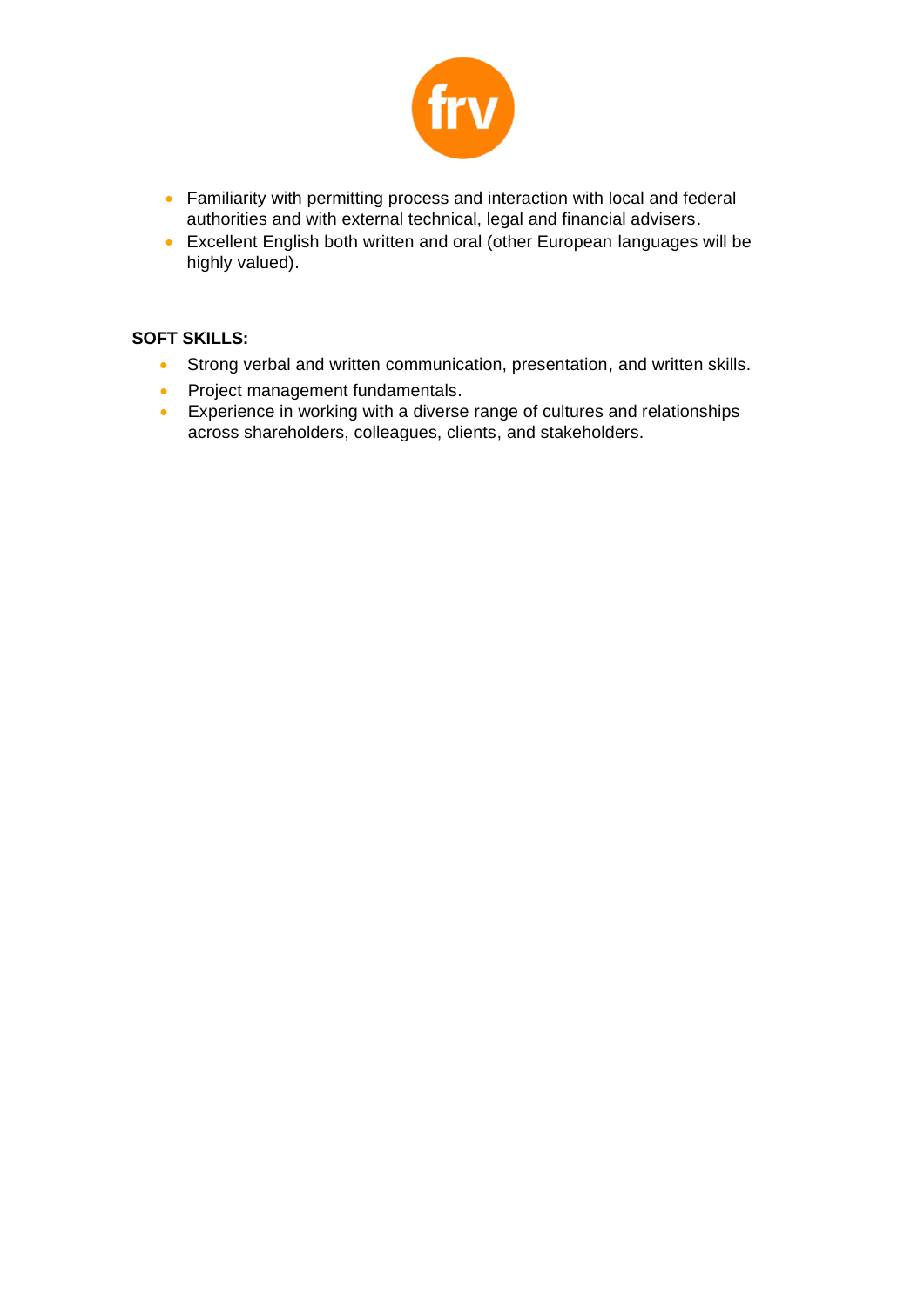- Familiarity with permitting process and interaction with local and federal authorities and with external technical, legal and financial advisers.
- Excellent English both written and oral (other European languages will be highly valued).

**SOFT SKILLS:**

- Strong verbal and written communication, presentation, and written skills.
- Project management fundamentals.
- Experience in working with a diverse range of cultures and relationships across shareholders, colleagues, clients, and stakeholders.